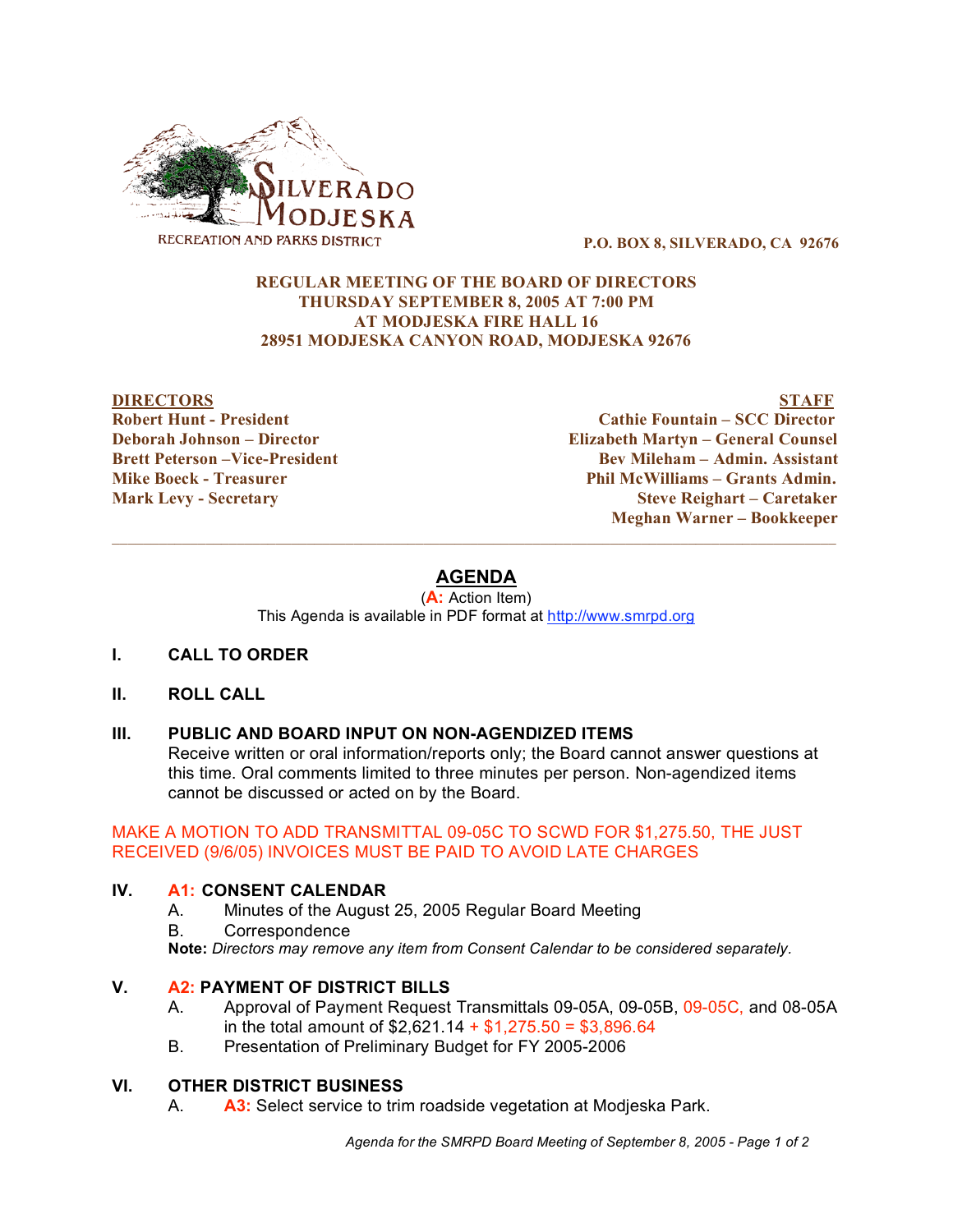SILVERADO MODJESKA RECREATION AND PARKS DISTRICT

P.O. BOX 8, SILVERADO, CA 92676

**REGULAR MEETING OF THE BOARD OF DIRECTORS**
**THURSDAY SEPTEMBER 8, 2005 AT 7:00 PM**
**AT MODJESKA FIRE HALL 16**
**28951 MODJESKA CANYON ROAD, MODJESKA 92676**

**DIRECTORS**
**Robert Hunt - President**
**Deborah Johnson – Director**
**Brett Peterson –Vice-President**
**Mike Boeck - Treasurer**
**Mark Levy - Secretary**

**STAFF**
**Cathie Fountain – SCC Director**
**Elizabeth Martyn – General Counsel**
**Bev Mileham – Admin. Assistant**
**Phil McWilliams – Grants Admin.**
**Steve Reighart – Caretaker**
**Meghan Warner – Bookkeeper**

---

# AGENDA

(**A:** Action Item)
This Agenda is available in PDF format at http://www.smrpd.org

## I. CALL TO ORDER

## II. ROLL CALL

## III. PUBLIC AND BOARD INPUT ON NON-AGENDIZED ITEMS

Receive written or oral information/reports only; the Board cannot answer questions at this time. Oral comments limited to three minutes per person. Non-agendized items cannot be discussed or acted on by the Board.

MAKE A MOTION TO ADD TRANSMITTAL 09-05C TO SCWD FOR $1,275.50, THE JUST RECEIVED (9/6/05) INVOICES MUST BE PAID TO AVOID LATE CHARGES

## IV. A1: CONSENT CALENDAR

A. Minutes of the August 25, 2005 Regular Board Meeting
B. Correspondence

**Note:** *Directors may remove any item from Consent Calendar to be considered separately.*

## V. A2: PAYMENT OF DISTRICT BILLS

A. Approval of Payment Request Transmittals 09-05A, 09-05B, 09-05C, and 08-05A in the total amount of $2,621.14 + $1,275.50 = $3,896.64
B. Presentation of Preliminary Budget for FY 2005-2006

## VI. OTHER DISTRICT BUSINESS

A. **A3:** Select service to trim roadside vegetation at Modjeska Park.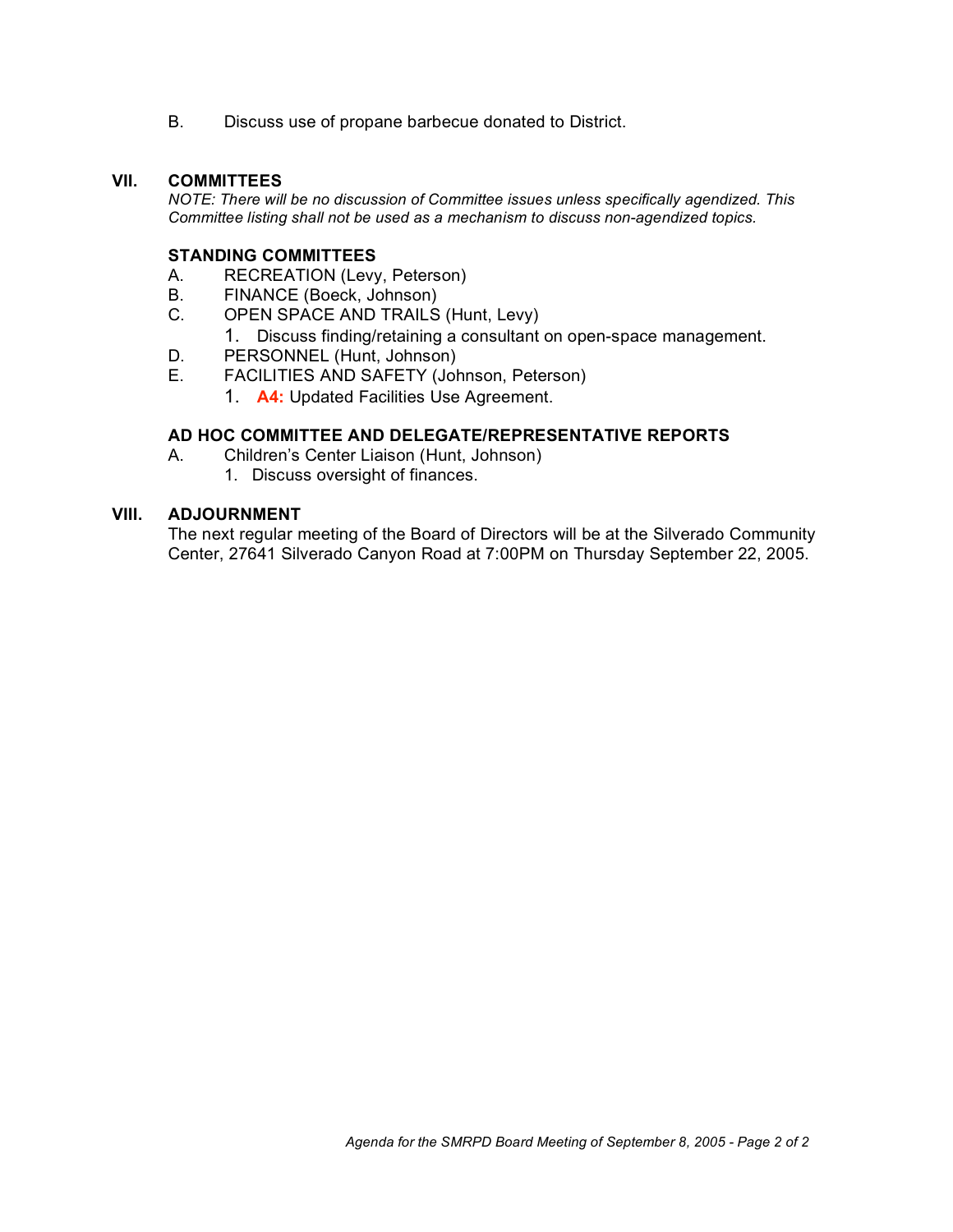B. Discuss use of propane barbecue donated to District.

## VII. COMMITTEES

*NOTE: There will be no discussion of Committee issues unless specifically agendized. This Committee listing shall not be used as a mechanism to discuss non-agendized topics.*

### STANDING COMMITTEES

A. RECREATION (Levy, Peterson)

B. FINANCE (Boeck, Johnson)

C. OPEN SPACE AND TRAILS (Hunt, Levy)

   1. Discuss finding/retaining a consultant on open-space management.

D. PERSONNEL (Hunt, Johnson)

E. FACILITIES AND SAFETY (Johnson, Peterson)

   1. **A4:** Updated Facilities Use Agreement.

### AD HOC COMMITTEE AND DELEGATE/REPRESENTATIVE REPORTS

A. Children's Center Liaison (Hunt, Johnson)

   1. Discuss oversight of finances.

## VIII. ADJOURNMENT

The next regular meeting of the Board of Directors will be at the Silverado Community Center, 27641 Silverado Canyon Road at 7:00PM on Thursday September 22, 2005.